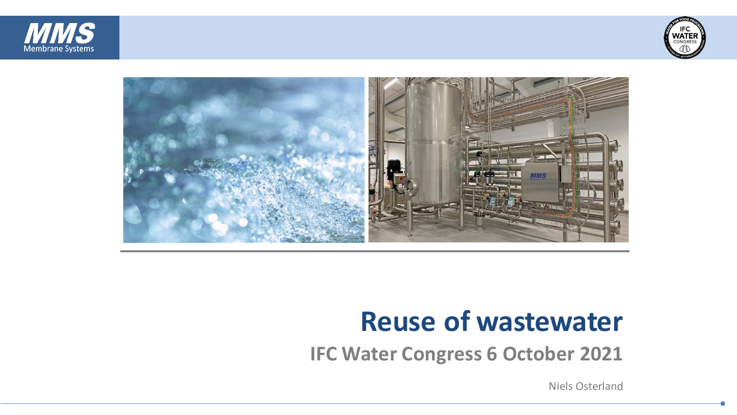# Reuse of wastewater

## IFC Water Congress 6 October 2021

Niels Osterland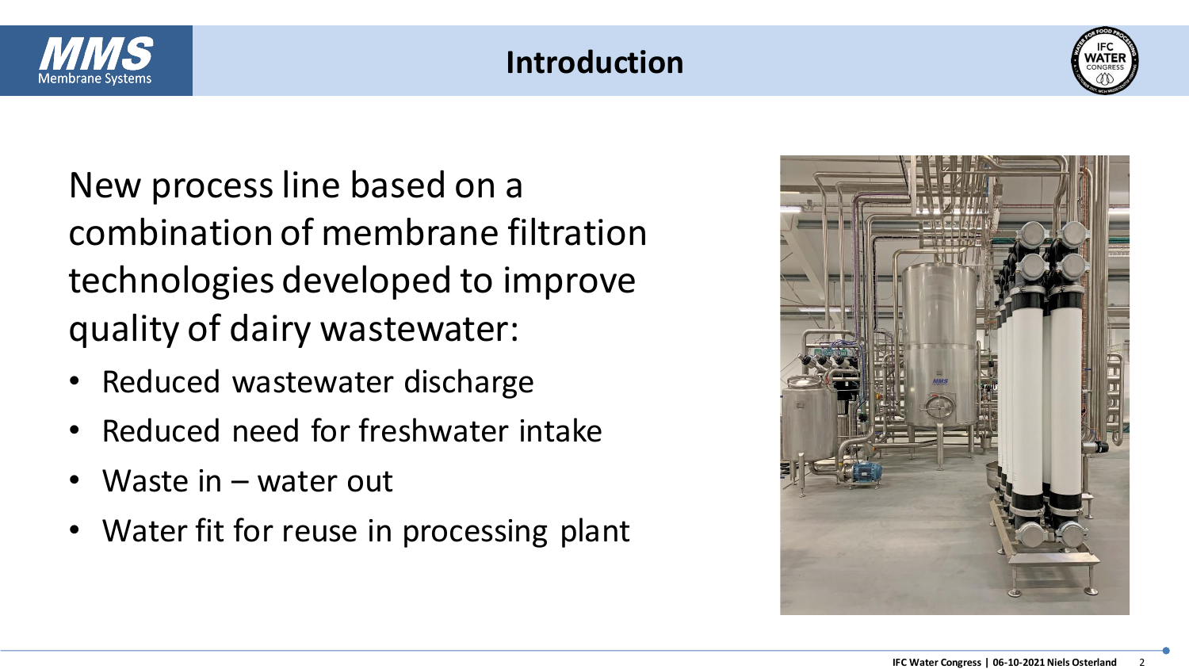# Introduction

New process line based on a combination of membrane filtration technologies developed to improve quality of dairy wastewater:

- Reduced wastewater discharge
- Reduced need for freshwater intake
- Waste in – water out
- Water fit for reuse in processing plant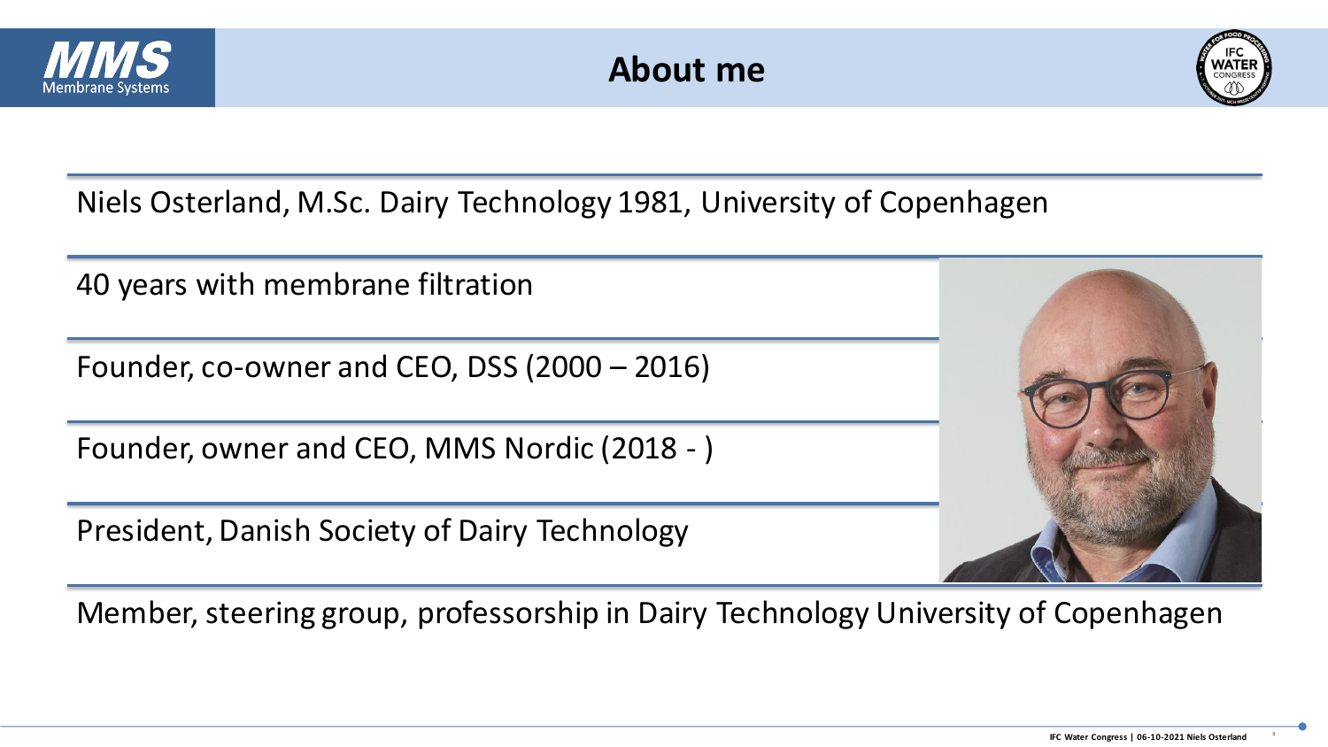# About me

Niels Osterland, M.Sc. Dairy Technology 1981, University of Copenhagen

40 years with membrane filtration

Founder, co-owner and CEO, DSS (2000 – 2016)

Founder, owner and CEO, MMS Nordic (2018 - )

President, Danish Society of Dairy Technology

Member, steering group, professorship in Dairy Technology University of Copenhagen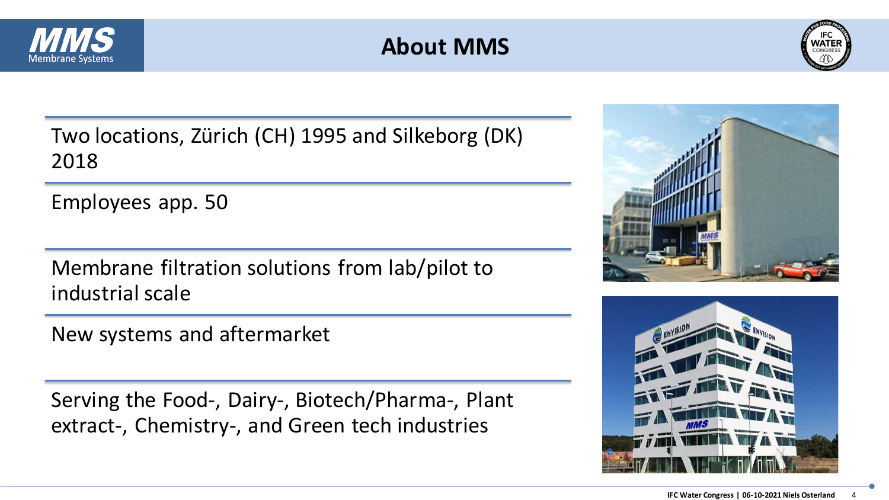# About MMS

Two locations, Zürich (CH) 1995 and Silkeborg (DK) 2018

Employees app. 50

Membrane filtration solutions from lab/pilot to industrial scale

New systems and aftermarket

Serving the Food-, Dairy-, Biotech/Pharma-, Plant extract-, Chemistry-, and Green tech industries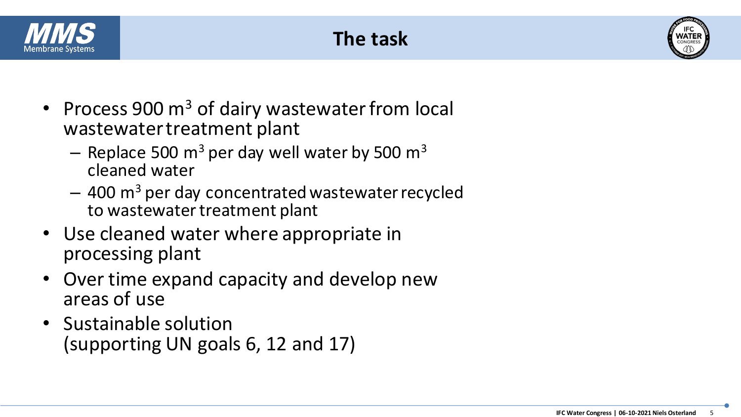# The task

- Process 900 $m^3$ of dairy wastewater from local wastewater treatment plant
  - Replace 500 $m^3$ per day well water by 500 $m^3$ cleaned water
  - 400 $m^3$ per day concentrated wastewater recycled to wastewater treatment plant
- Use cleaned water where appropriate in processing plant
- Over time expand capacity and develop new areas of use
- Sustainable solution (supporting UN goals 6, 12 and 17)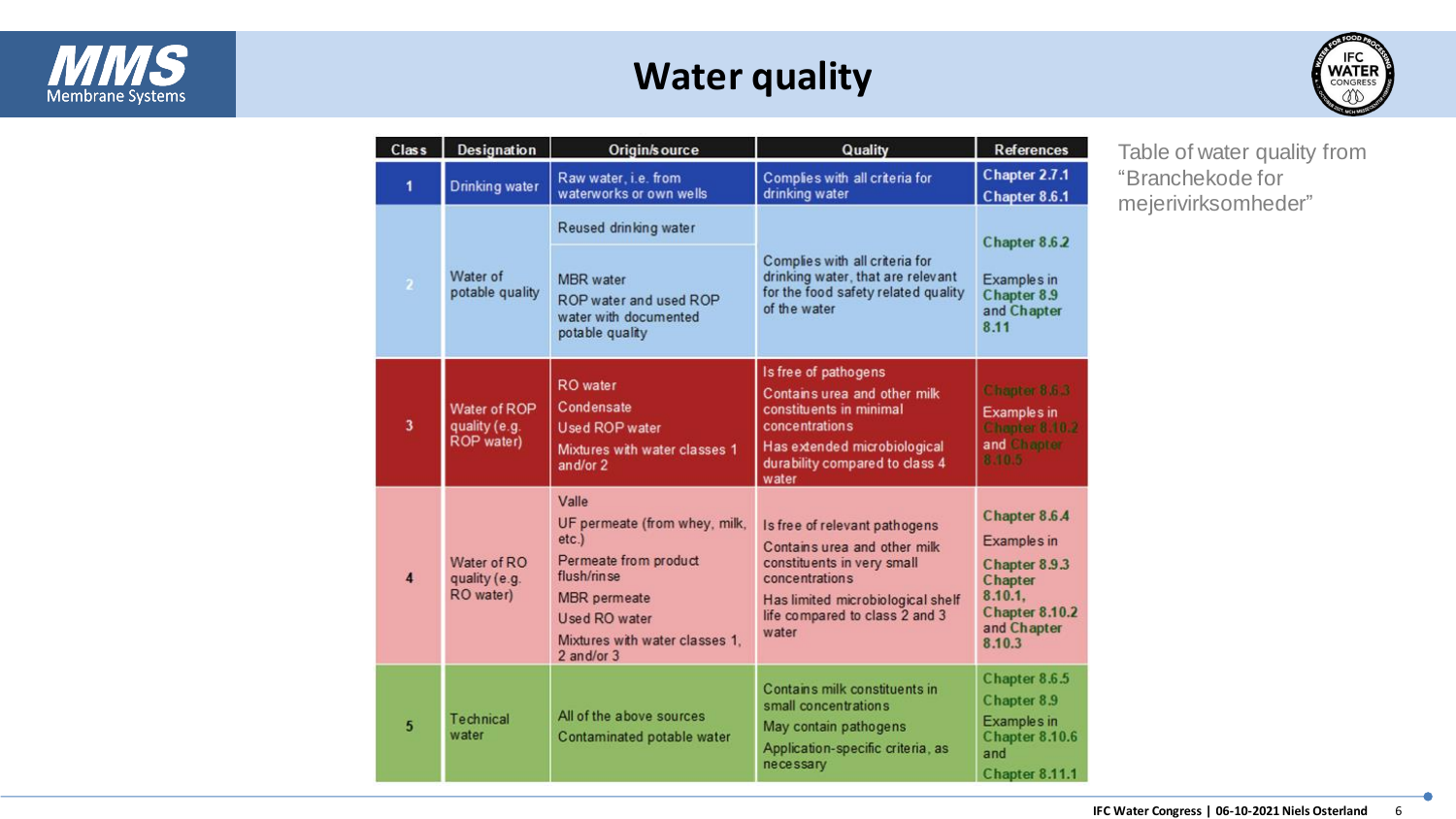# Water quality

| Class | Designation | Origin/source | Quality | References |
|---|---|---|---|---|
| 1 | Drinking water | Raw water, i.e. from waterworks or own wells | Complies with all criteria for drinking water | Chapter 2.7.1<br>Chapter 8.6.1 |
| 2 | Water of potable quality | Reused drinking water<br>MBR water<br>ROP water and used ROP water with documented potable quality | Complies with all criteria for drinking water, that are relevant for the food safety related quality of the water | Chapter 8.6.2<br>Examples in Chapter 8.9 and Chapter 8.11 |
| 3 | Water of ROP quality (e.g. ROP water) | RO water<br>Condensate<br>Used ROP water<br>Mixtures with water classes 1 and/or 2 | Is free of pathogens<br>Contains urea and other milk constituents in minimal concentrations<br>Has extended microbiological durability compared to class 4 water | Chapter 8.6.3<br>Examples in Chapter 8.10.2 and Chapter 8.10.5 |
| 4 | Water of RO quality (e.g. RO water) | Valle<br>UF permeate (from whey, milk, etc.)<br>Permeate from product flush/rinse<br>MBR permeate<br>Used RO water<br>Mixtures with water classes 1, 2 and/or 3 | Is free of relevant pathogens<br>Contains urea and other milk constituents in very small concentrations<br>Has limited microbiological shelf life compared to class 2 and 3 water | Chapter 8.6.4<br>Examples in Chapter 8.9.3 Chapter 8.10.1, Chapter 8.10.2 and Chapter 8.10.3 |
| 5 | Technical water | All of the above sources<br>Contaminated potable water | Contains milk constituents in small concentrations<br>May contain pathogens<br>Application-specific criteria, as necessary | Chapter 8.6.5<br>Chapter 8.9<br>Examples in Chapter 8.10.6 and Chapter 8.11.1 |

Table of water quality from "Branchekode for mejerivirksomheder"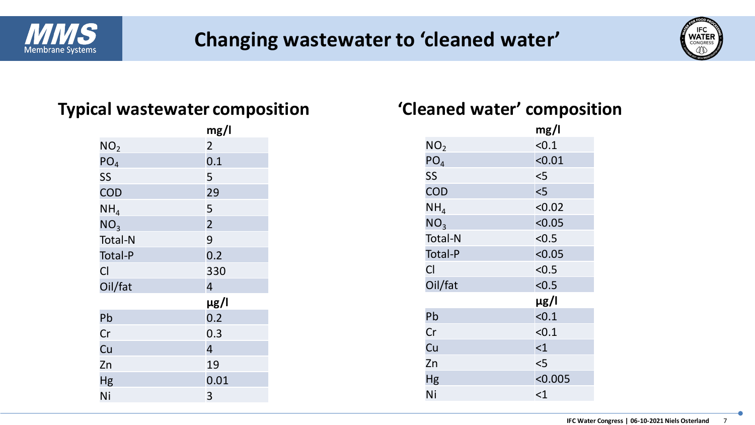# Changing wastewater to 'cleaned water'

## Typical wastewater composition

| | mg/l |
|---|---|
| $NO_2$ | 2 |
| $PO_4$ | 0.1 |
| SS | 5 |
| COD | 29 |
| $NH_4$ | 5 |
| $NO_3$ | 2 |
| Total-N | 9 |
| Total-P | 0.2 |
| Cl | 330 |
| Oil/fat | 4 |
| | **µg/l** |
| Pb | 0.2 |
| Cr | 0.3 |
| Cu | 4 |
| Zn | 19 |
| Hg | 0.01 |
| Ni | 3 |

## 'Cleaned water' composition

| | mg/l |
|---|---|
| $NO_2$ | <0.1 |
| $PO_4$ | <0.01 |
| SS | <5 |
| COD | <5 |
| $NH_4$ | <0.02 |
| $NO_3$ | <0.05 |
| Total-N | <0.5 |
| Total-P | <0.05 |
| Cl | <0.5 |
| Oil/fat | <0.5 |
| | **µg/l** |
| Pb | <0.1 |
| Cr | <0.1 |
| Cu | <1 |
| Zn | <5 |
| Hg | <0.005 |
| Ni | <1 |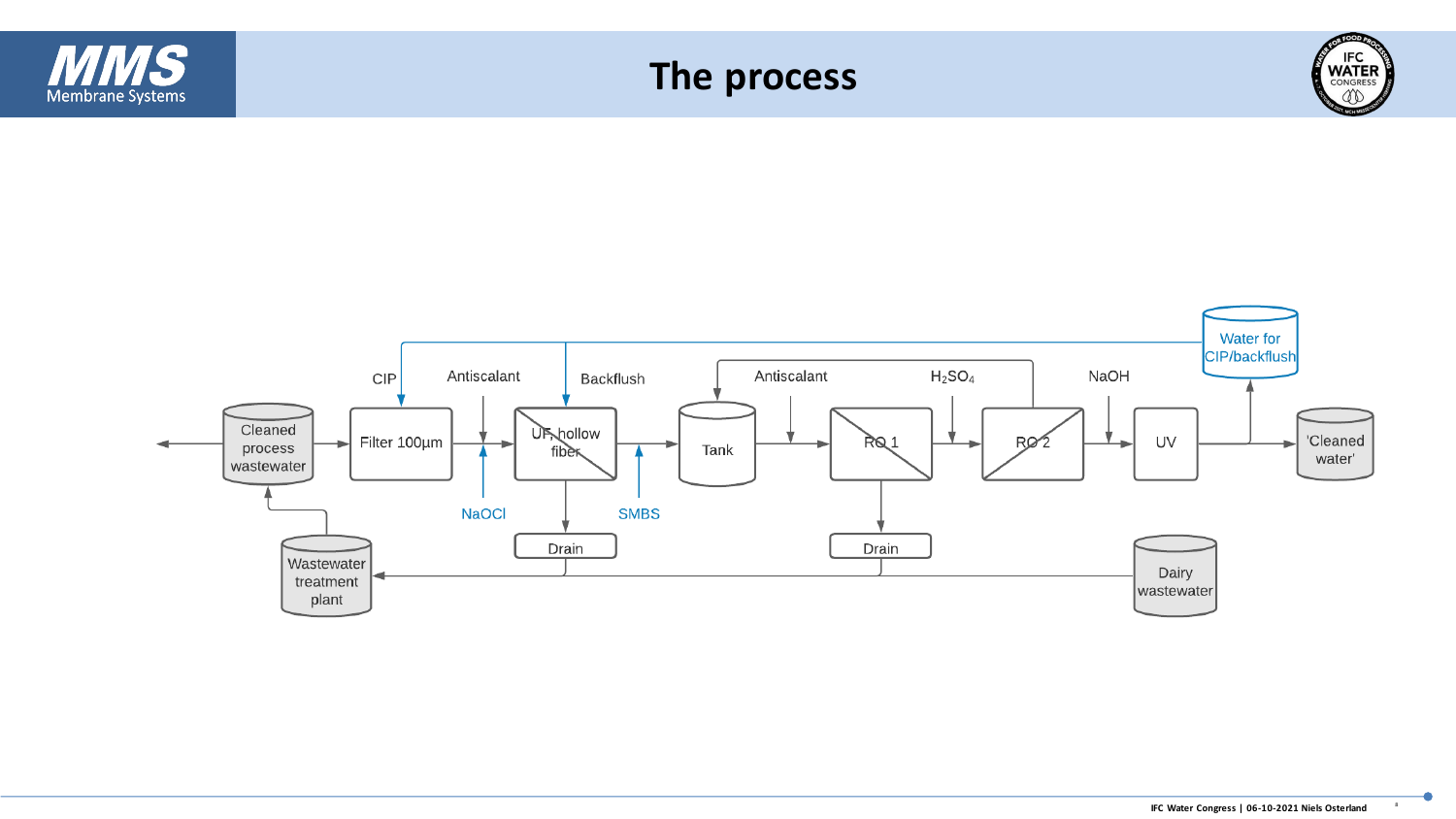# The process

Cleaned process wastewater

Filter 100µm

CIP

Antiscalant

NaOCl

UF, hollow fiber

Backflush

SMBS

Drain

Tank

Antiscalant

RO 1

Drain

$H_2SO_4$

RO 2

NaOH

UV

Water for CIP/backflush

'Cleaned water'

Wastewater treatment plant

Dairy wastewater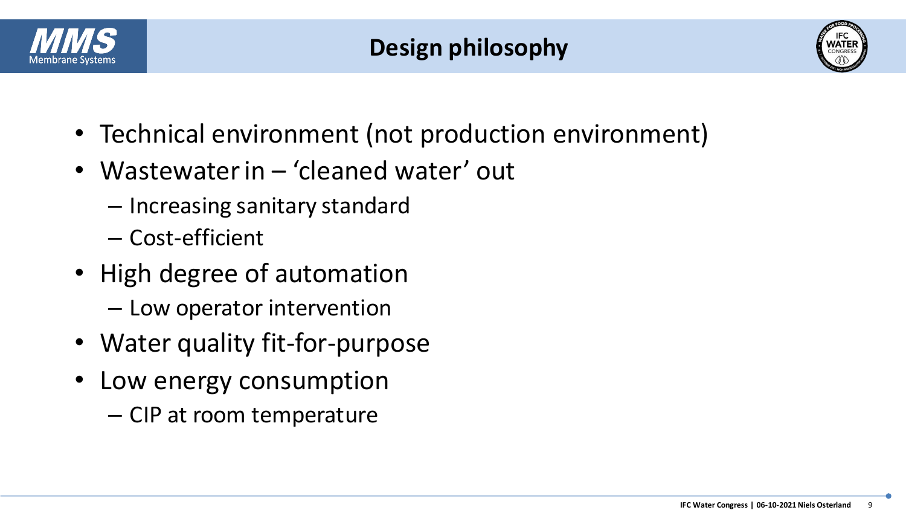# Design philosophy

- Technical environment (not production environment)
- Wastewater in – 'cleaned water' out
  - Increasing sanitary standard
  - Cost-efficient
- High degree of automation
  - Low operator intervention
- Water quality fit-for-purpose
- Low energy consumption
  - CIP at room temperature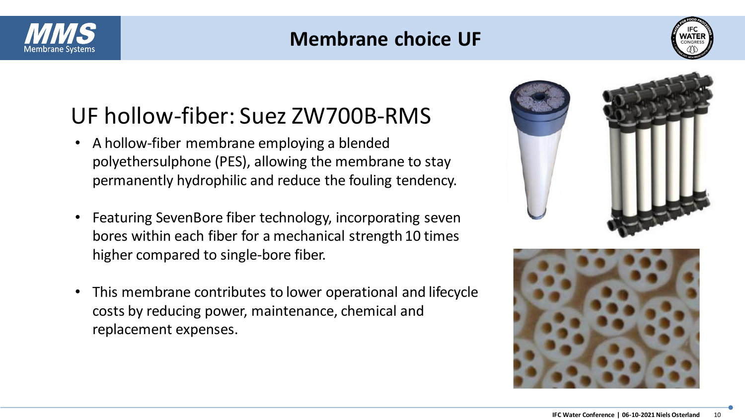# Membrane choice UF

## UF hollow-fiber: Suez ZW700B-RMS

- A hollow-fiber membrane employing a blended polyethersulphone (PES), allowing the membrane to stay permanently hydrophilic and reduce the fouling tendency.
- Featuring SevenBore fiber technology, incorporating seven bores within each fiber for a mechanical strength 10 times higher compared to single-bore fiber.
- This membrane contributes to lower operational and lifecycle costs by reducing power, maintenance, chemical and replacement expenses.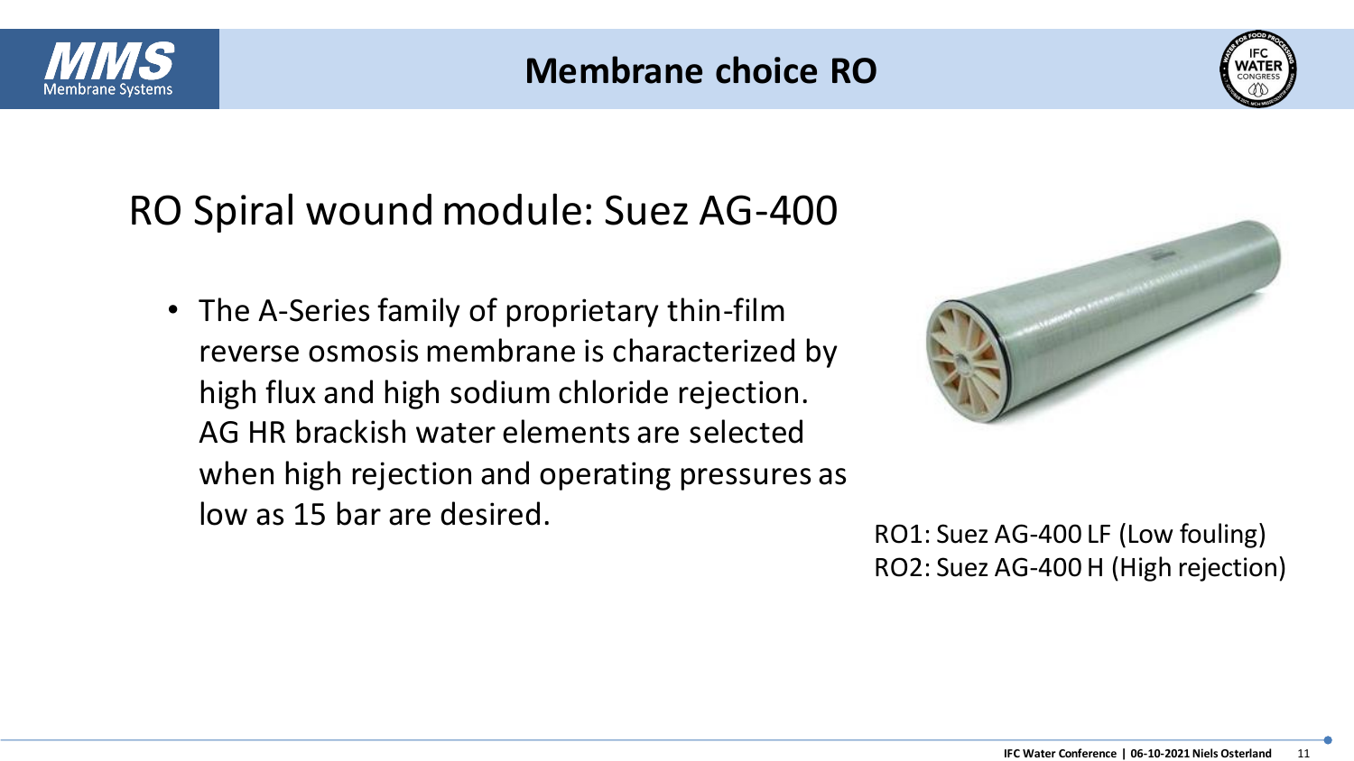# Membrane choice RO

## RO Spiral wound module: Suez AG-400

- The A-Series family of proprietary thin-film reverse osmosis membrane is characterized by high flux and high sodium chloride rejection. AG HR brackish water elements are selected when high rejection and operating pressures as low as 15 bar are desired.

RO1: Suez AG-400 LF (Low fouling)
RO2: Suez AG-400 H (High rejection)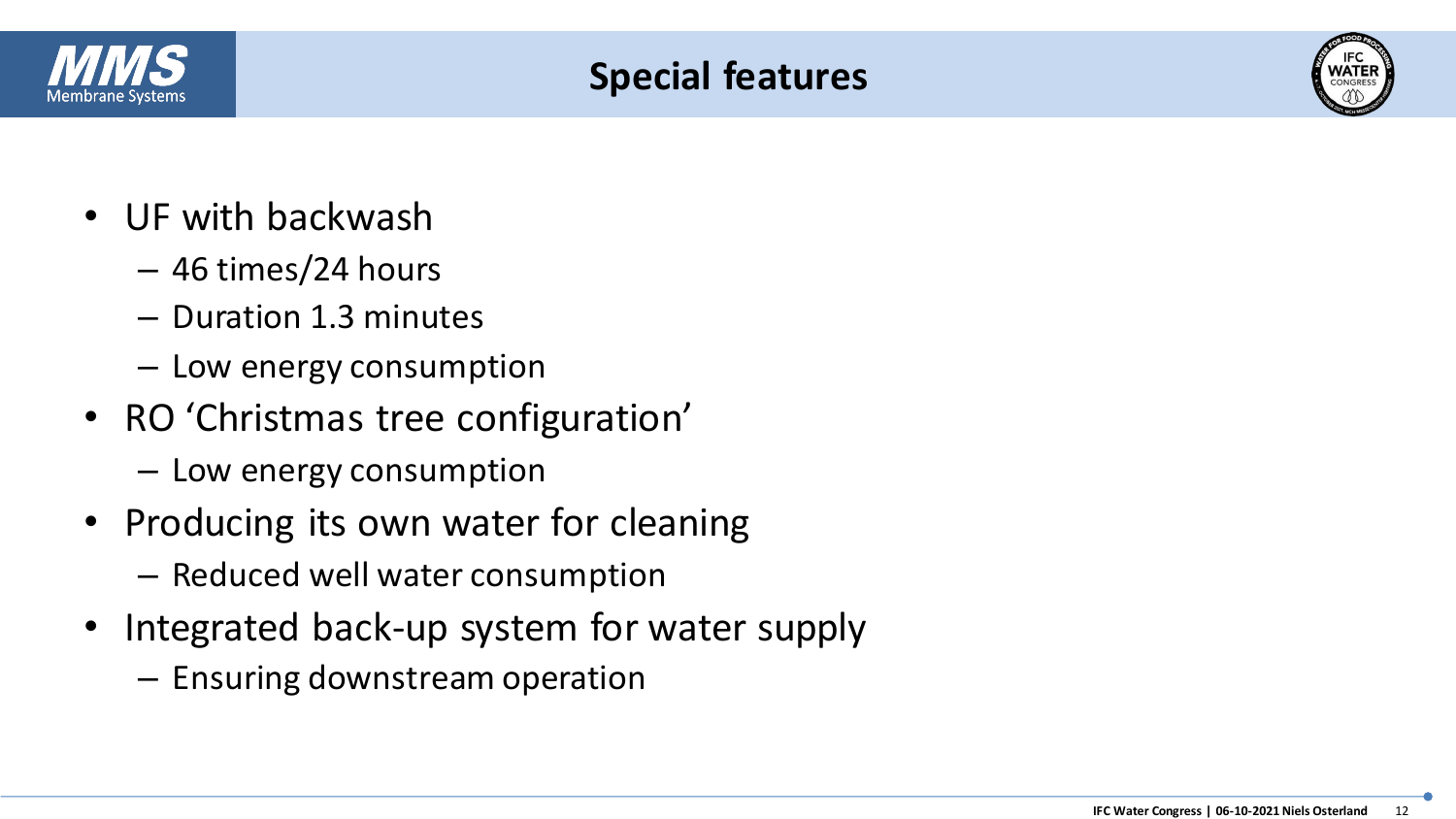# Special features

- UF with backwash
  - 46 times/24 hours
  - Duration 1.3 minutes
  - Low energy consumption
- RO 'Christmas tree configuration'
  - Low energy consumption
- Producing its own water for cleaning
  - Reduced well water consumption
- Integrated back-up system for water supply
  - Ensuring downstream operation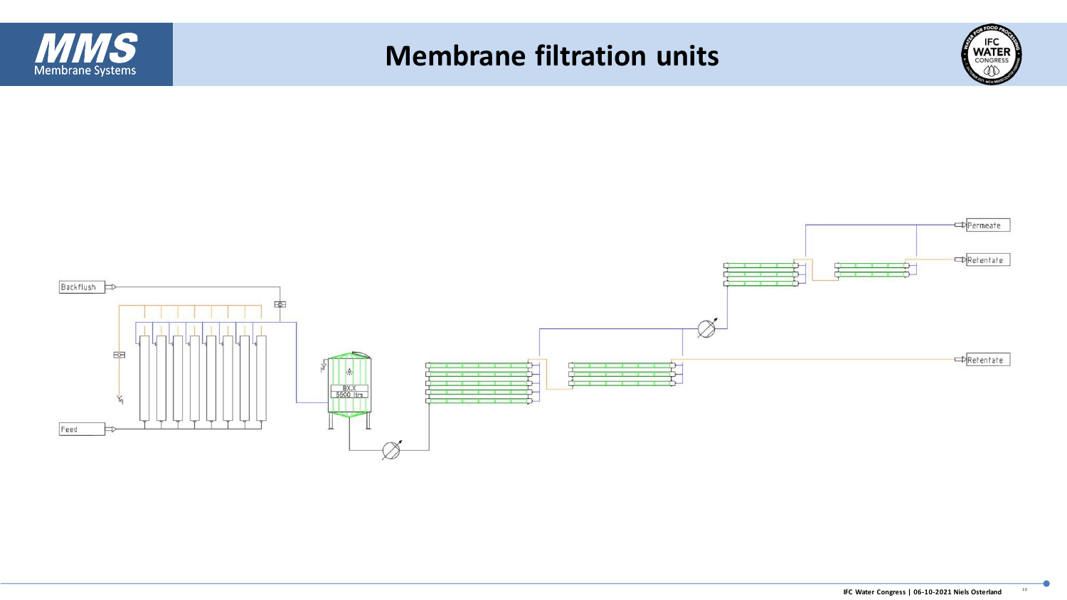# Membrane filtration units

Backflush

Feed

BXX
5500 ltrs

Permeate

Retentate

Retentate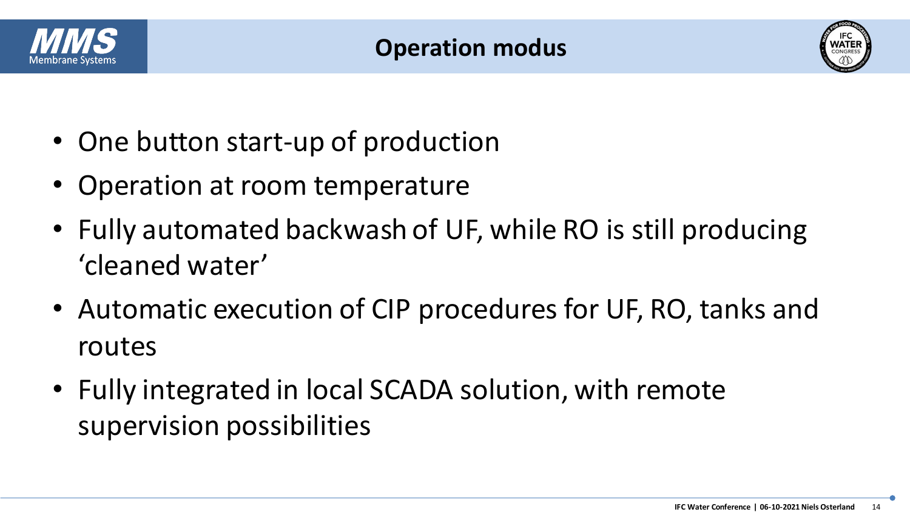# Operation modus

- One button start-up of production
- Operation at room temperature
- Fully automated backwash of UF, while RO is still producing 'cleaned water'
- Automatic execution of CIP procedures for UF, RO, tanks and routes
- Fully integrated in local SCADA solution, with remote supervision possibilities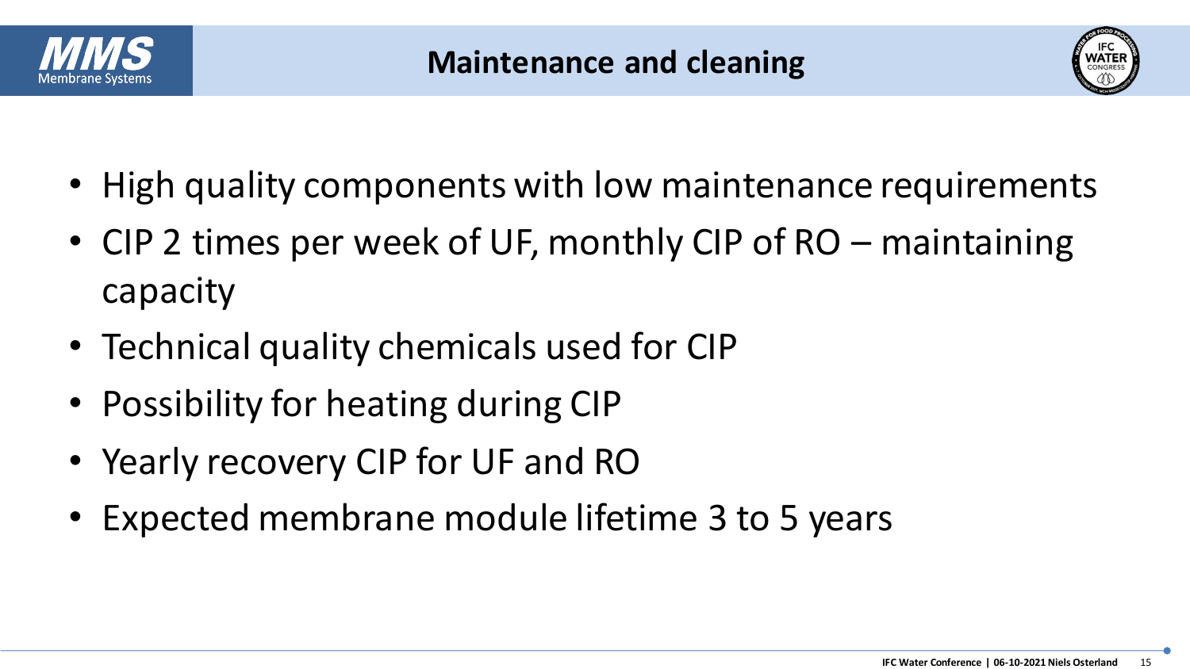# Maintenance and cleaning

- High quality components with low maintenance requirements
- CIP 2 times per week of UF, monthly CIP of RO – maintaining capacity
- Technical quality chemicals used for CIP
- Possibility for heating during CIP
- Yearly recovery CIP for UF and RO
- Expected membrane module lifetime 3 to 5 years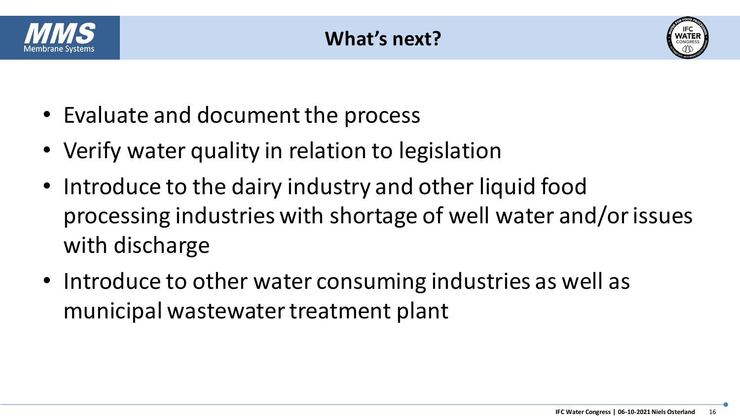# What's next?

- Evaluate and document the process
- Verify water quality in relation to legislation
- Introduce to the dairy industry and other liquid food processing industries with shortage of well water and/or issues with discharge
- Introduce to other water consuming industries as well as municipal wastewater treatment plant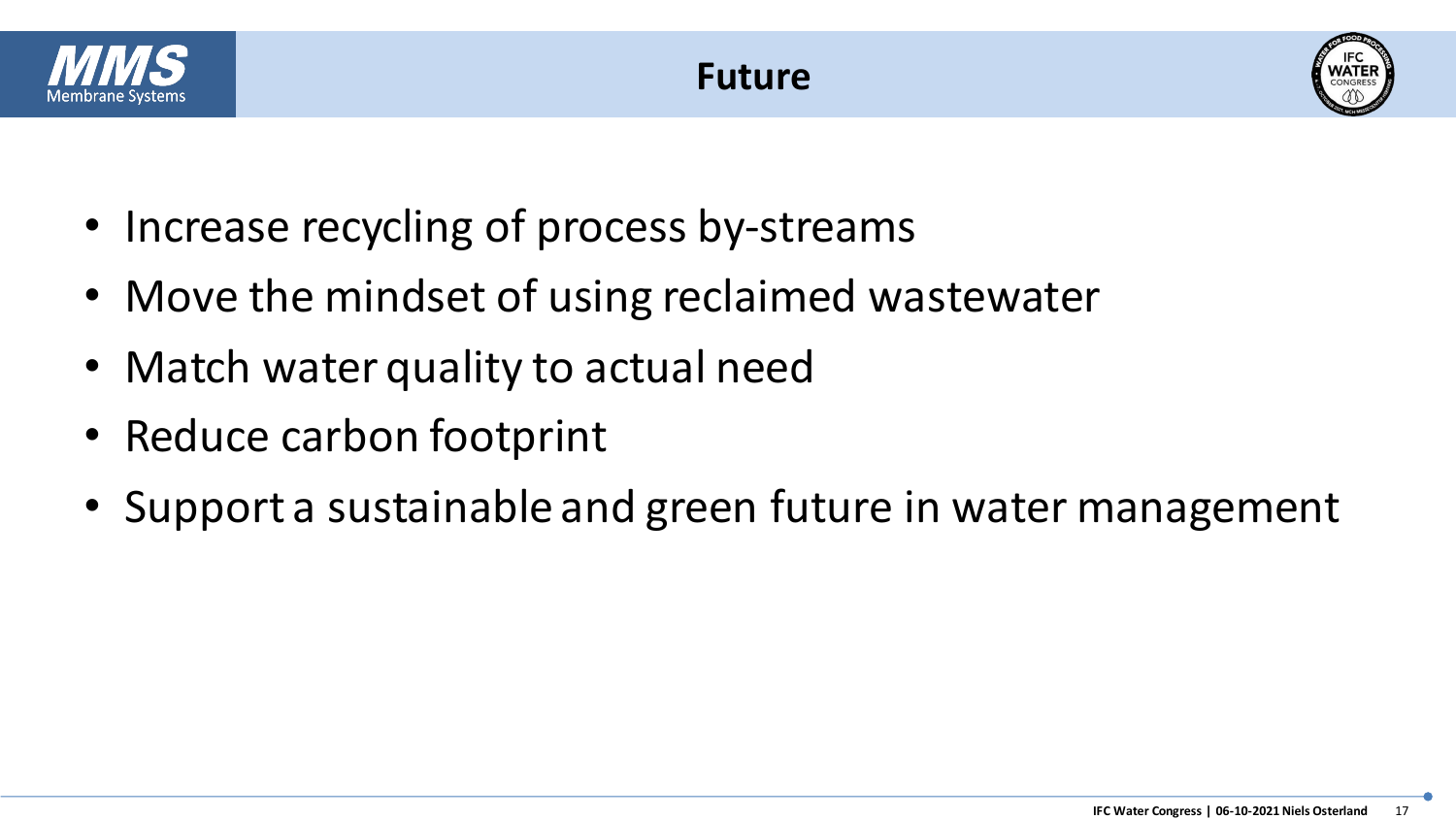# Future

- Increase recycling of process by-streams
- Move the mindset of using reclaimed wastewater
- Match water quality to actual need
- Reduce carbon footprint
- Support a sustainable and green future in water management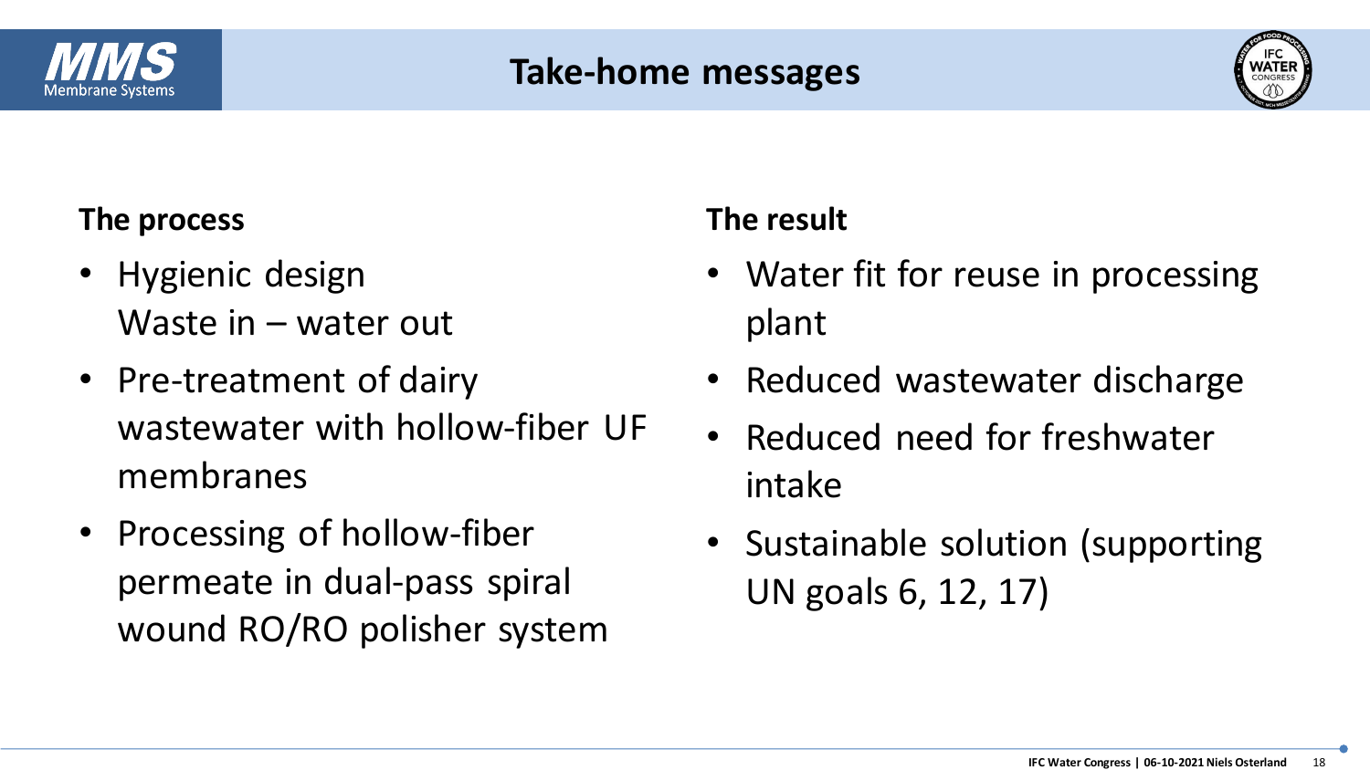# Take-home messages

### The process

- Hygienic design
  Waste in – water out
- Pre-treatment of dairy wastewater with hollow-fiber UF membranes
- Processing of hollow-fiber permeate in dual-pass spiral wound RO/RO polisher system

### The result

- Water fit for reuse in processing plant
- Reduced wastewater discharge
- Reduced need for freshwater intake
- Sustainable solution (supporting UN goals 6, 12, 17)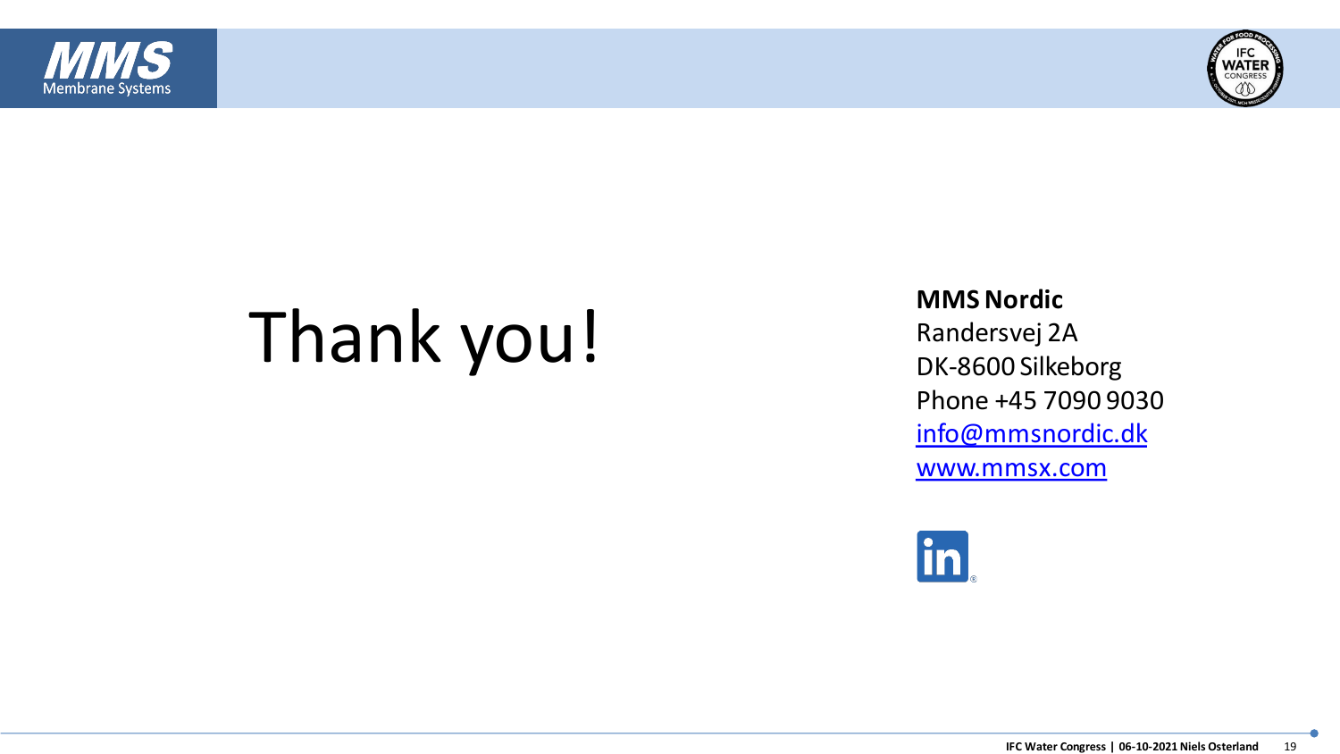# Thank you!

**MMS Nordic**
Randersvej 2A
DK-8600 Silkeborg
Phone +45 7090 9030
info@mmsnordic.dk
www.mmsx.com